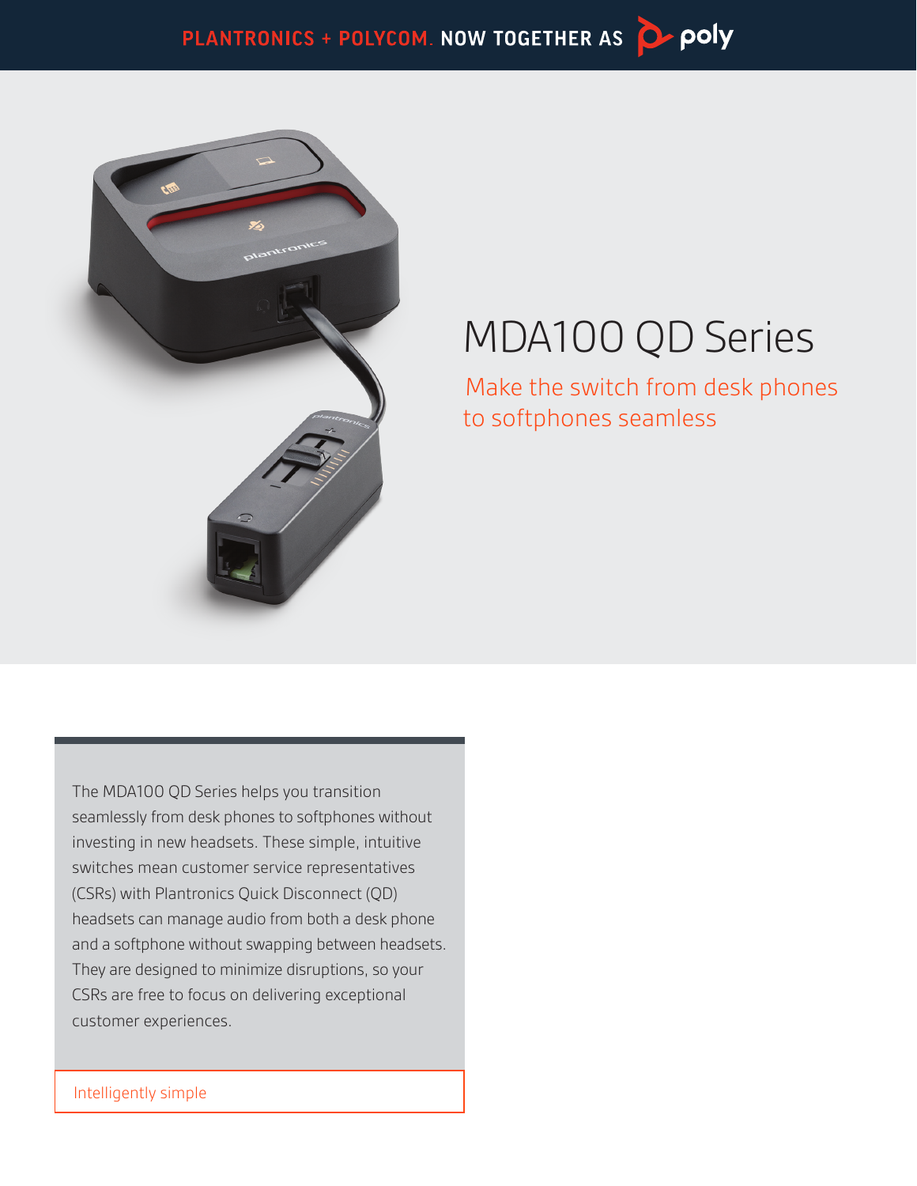PLANTRONICS + POLYCOM. NOW TOGETHER AS poly

# MDA100 QD Series

Make the switch from desk phones to softphones seamless

The MDA100 QD Series helps you transition seamlessly from desk phones to softphones without investing in new headsets. These simple, intuitive switches mean customer service representatives (CSRs) with Plantronics Quick Disconnect (QD) headsets can manage audio from both a desk phone and a softphone without swapping between headsets. They are designed to minimize disruptions, so your CSRs are free to focus on delivering exceptional customer experiences.

Intelligently simple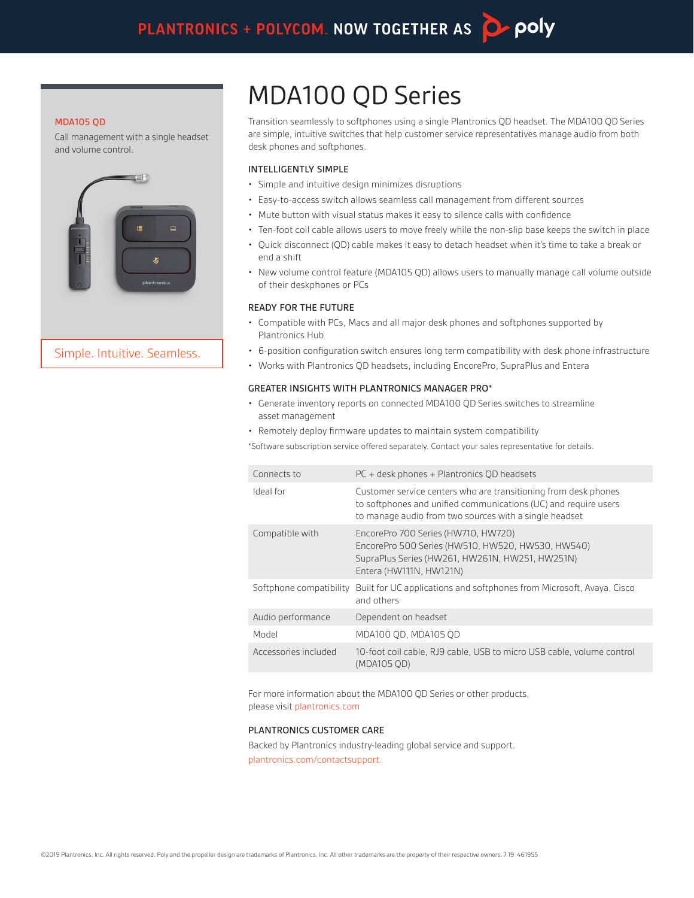PLANTRONICS + POLYCOM. NOW TOGETHER AS poly

MDA105 QD

Call management with a single headset and volume control.

Simple. Intuitive. Seamless.

# MDA100 QD Series

Transition seamlessly to softphones using a single Plantronics QD headset. The MDA100 QD Series are simple, intuitive switches that help customer service representatives manage audio from both desk phones and softphones.

## INTELLIGENTLY SIMPLE

- Simple and intuitive design minimizes disruptions
- Easy-to-access switch allows seamless call management from different sources
- Mute button with visual status makes it easy to silence calls with confidence
- Ten-foot coil cable allows users to move freely while the non-slip base keeps the switch in place
- Quick disconnect (QD) cable makes it easy to detach headset when it's time to take a break or end a shift
- New volume control feature (MDA105 QD) allows users to manually manage call volume outside of their deskphones or PCs

## READY FOR THE FUTURE

- Compatible with PCs, Macs and all major desk phones and softphones supported by Plantronics Hub
- 6-position configuration switch ensures long term compatibility with desk phone infrastructure
- Works with Plantronics QD headsets, including EncorePro, SupraPlus and Entera

## GREATER INSIGHTS WITH PLANTRONICS MANAGER PRO*

- Generate inventory reports on connected MDA100 QD Series switches to streamline asset management
- Remotely deploy firmware updates to maintain system compatibility

*Software subscription service offered separately. Contact your sales representative for details.

| | |
|---|---|
| Connects to | PC + desk phones + Plantronics QD headsets |
| Ideal for | Customer service centers who are transitioning from desk phones to softphones and unified communications (UC) and require users to manage audio from two sources with a single headset |
| Compatible with | EncorePro 700 Series (HW710, HW720)<br>EncorePro 500 Series (HW510, HW520, HW530, HW540)<br>SupraPlus Series (HW261, HW261N, HW251, HW251N)<br>Entera (HW111N, HW121N) |
| Softphone compatibility | Built for UC applications and softphones from Microsoft, Avaya, Cisco and others |
| Audio performance | Dependent on headset |
| Model | MDA100 QD, MDA105 QD |
| Accessories included | 10-foot coil cable, RJ9 cable, USB to micro USB cable, volume control (MDA105 QD) |

For more information about the MDA100 QD Series or other products, please visit plantronics.com

## PLANTRONICS CUSTOMER CARE

Backed by Plantronics industry-leading global service and support.
plantronics.com/contactsupport.

©2019 Plantronics, Inc. All rights reserved. Poly and the propeller design are trademarks of Plantronics, Inc. All other trademarks are the property of their respective owners. 7.19 461955